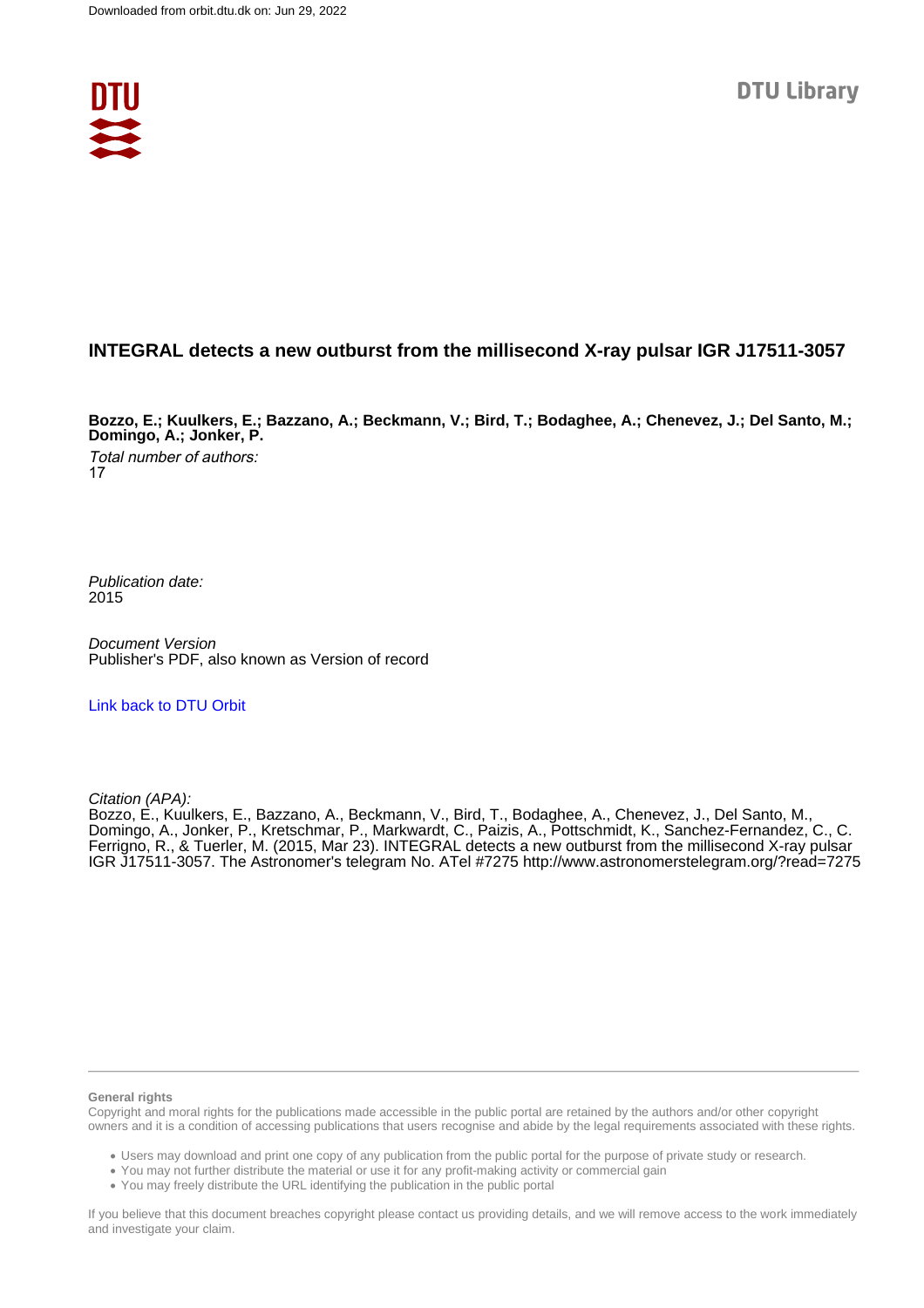Downloaded from orbit.dtu.dk on: Jun 29, 2022

DTU Library

# INTEGRAL detects a new outburst from the millisecond X-ray pulsar IGR J17511-3057

**Bozzo, E.; Kuulkers, E.; Bazzano, A.; Beckmann, V.; Bird, T.; Bodaghee, A.; Chenevez, J.; Del Santo, M.; Domingo, A.; Jonker, P.**

*Total number of authors:*
17

*Publication date:*
2015

*Document Version*
Publisher's PDF, also known as Version of record

[Link back to DTU Orbit](http://orbit.dtu.dk)

*Citation (APA):*
Bozzo, E., Kuulkers, E., Bazzano, A., Beckmann, V., Bird, T., Bodaghee, A., Chenevez, J., Del Santo, M., Domingo, A., Jonker, P., Kretschmar, P., Markwardt, C., Paizis, A., Pottschmidt, K., Sanchez-Fernandez, C., C. Ferrigno, R., & Tuerler, M. (2015, Mar 23). INTEGRAL detects a new outburst from the millisecond X-ray pulsar IGR J17511-3057. The Astronomer's telegram No. ATel #7275 http://www.astronomerstelegram.org/?read=7275

**General rights**

Copyright and moral rights for the publications made accessible in the public portal are retained by the authors and/or other copyright owners and it is a condition of accessing publications that users recognise and abide by the legal requirements associated with these rights.

- Users may download and print one copy of any publication from the public portal for the purpose of private study or research.
- You may not further distribute the material or use it for any profit-making activity or commercial gain
- You may freely distribute the URL identifying the publication in the public portal

If you believe that this document breaches copyright please contact us providing details, and we will remove access to the work immediately and investigate your claim.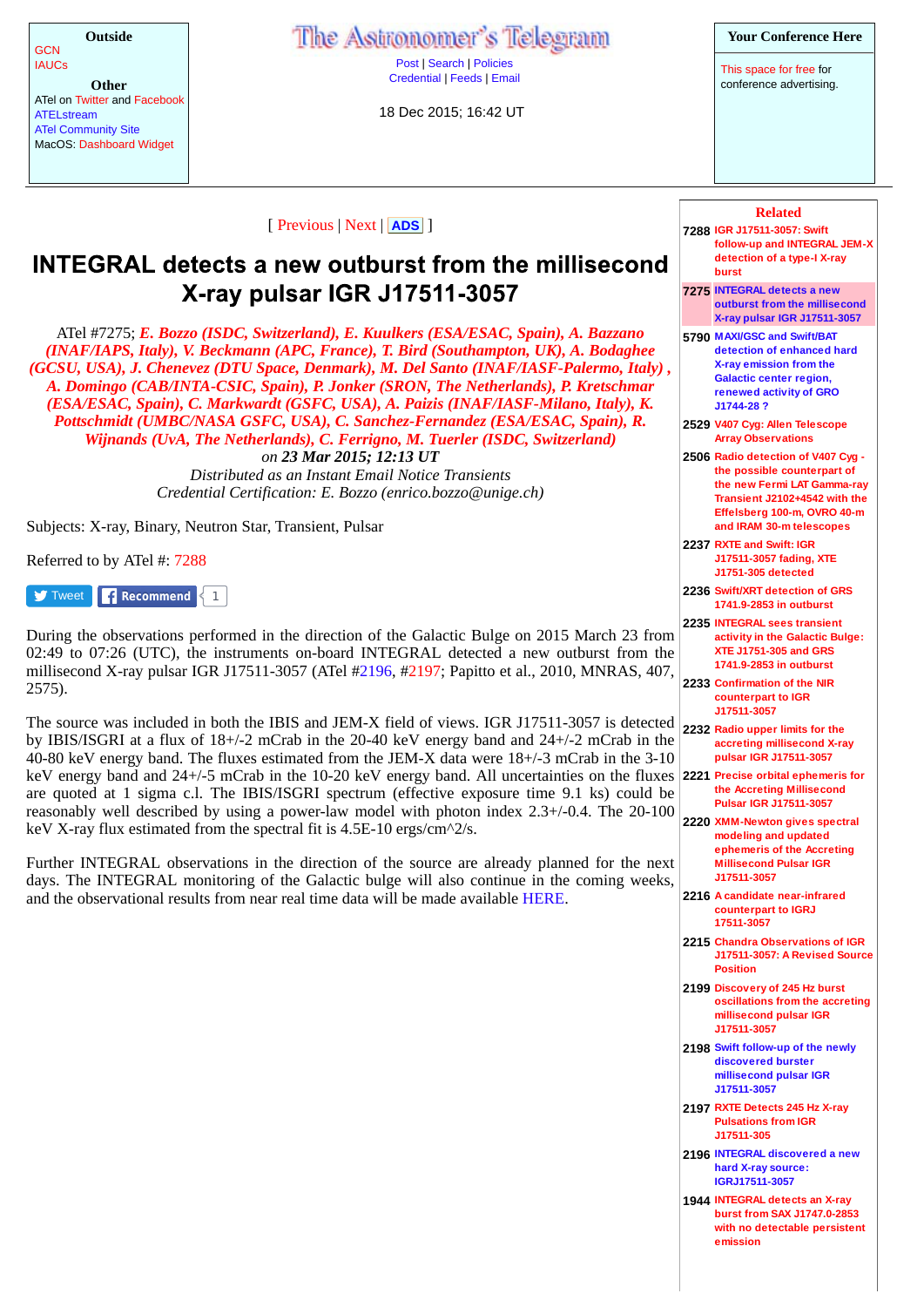Outside

GCN
IAUCs

Other

ATel on Twitter and Facebook
ATELstream
ATel Community Site
MacOS: Dashboard Widget

# The Astronomer's Telegram

Post | Search | Policies
Credential | Feeds | Email

18 Dec 2015; 16:42 UT

Your Conference Here

This space for free for conference advertising.

[ Previous | Next | ADS ]

# INTEGRAL detects a new outburst from the millisecond X-ray pulsar IGR J17511-3057

ATel #7275; ***E. Bozzo (ISDC, Switzerland), E. Kuulkers (ESA/ESAC, Spain), A. Bazzano (INAF/IAPS, Italy), V. Beckmann (APC, France), T. Bird (Southampton, UK), A. Bodaghee (GCSU, USA), J. Chenevez (DTU Space, Denmark), M. Del Santo (INAF/IASF-Palermo, Italy) , A. Domingo (CAB/INTA-CSIC, Spain), P. Jonker (SRON, The Netherlands), P. Kretschmar (ESA/ESAC, Spain), C. Markwardt (GSFC, USA), A. Paizis (INAF/IASF-Milano, Italy), K. Pottschmidt (UMBC/NASA GSFC, USA), C. Sanchez-Fernandez (ESA/ESAC, Spain), R. Wijnands (UvA, The Netherlands), C. Ferrigno, M. Tuerler (ISDC, Switzerland)***
*on **23 Mar 2015; 12:13 UT***
*Distributed as an Instant Email Notice Transients*
*Credential Certification: E. Bozzo (enrico.bozzo@unige.ch)*

Subjects: X-ray, Binary, Neutron Star, Transient, Pulsar

Referred to by ATel #: 7288

Tweet | Recommend 1

During the observations performed in the direction of the Galactic Bulge on 2015 March 23 from 02:49 to 07:26 (UTC), the instruments on-board INTEGRAL detected a new outburst from the millisecond X-ray pulsar IGR J17511-3057 (ATel #2196, #2197; Papitto et al., 2010, MNRAS, 407, 2575).

The source was included in both the IBIS and JEM-X field of views. IGR J17511-3057 is detected by IBIS/ISGRI at a flux of 18+/-2 mCrab in the 20-40 keV energy band and 24+/-2 mCrab in the 40-80 keV energy band. The fluxes estimated from the JEM-X data were 18+/-3 mCrab in the 3-10 keV energy band and 24+/-5 mCrab in the 10-20 keV energy band. All uncertainties on the fluxes are quoted at 1 sigma c.l. The IBIS/ISGRI spectrum (effective exposure time 9.1 ks) could be reasonably well described by using a power-law model with photon index 2.3+/-0.4. The 20-100 keV X-ray flux estimated from the spectral fit is 4.5E-10 ergs/cm^2/s.

Further INTEGRAL observations in the direction of the source are already planned for the next days. The INTEGRAL monitoring of the Galactic bulge will also continue in the coming weeks, and the observational results from near real time data will be made available HERE.

## Related

- **7288** IGR J17511-3057: Swift follow-up and INTEGRAL JEM-X detection of a type-I X-ray burst
- **7275** INTEGRAL detects a new outburst from the millisecond X-ray pulsar IGR J17511-3057
- **5790** MAXI/GSC and Swift/BAT detection of enhanced hard X-ray emission from the Galactic center region, renewed activity of GRO J1744-28 ?
- **2529** V407 Cyg: Allen Telescope Array Observations
- **2506** Radio detection of V407 Cyg - the possible counterpart of the new Fermi LAT Gamma-ray Transient J2102+4542 with the Effelsberg 100-m, OVRO 40-m and IRAM 30-m telescopes
- **2237** RXTE and Swift: IGR J17511-3057 fading, XTE J1751-305 detected
- **2236** Swift/XRT detection of GRS 1741.9-2853 in outburst
- **2235** INTEGRAL sees transient activity in the Galactic Bulge: XTE J1751-305 and GRS 1741.9-2853 in outburst
- **2233** Confirmation of the NIR counterpart to IGR J17511-3057
- **2232** Radio upper limits for the accreting millisecond X-ray pulsar IGR J17511-3057
- **2221** Precise orbital ephemeris for the Accreting Millisecond Pulsar IGR J17511-3057
- **2220** XMM-Newton gives spectral and updated ephemeris of the Accreting Millisecond Pulsar IGR J17511-3057
- **2216** A candidate near-infrared counterpart to IGRJ 17511-3057
- **2215** Chandra Observations of IGR J17511-3057: A Revised Source Position
- **2199** Discovery of 245 Hz burst oscillations from the accreting millisecond pulsar IGR J17511-3057
- **2198** Swift follow-up of the newly discovered burster millisecond pulsar IGR J17511-3057
- **2197** RXTE Detects 245 Hz X-ray Pulsations from IGR J17511-305
- **2196** INTEGRAL discovered a new hard X-ray source: IGRJ17511-3057
- **1944** INTEGRAL detects an X-ray burst from SAX J1747.0-2853 with no detectable persistent emission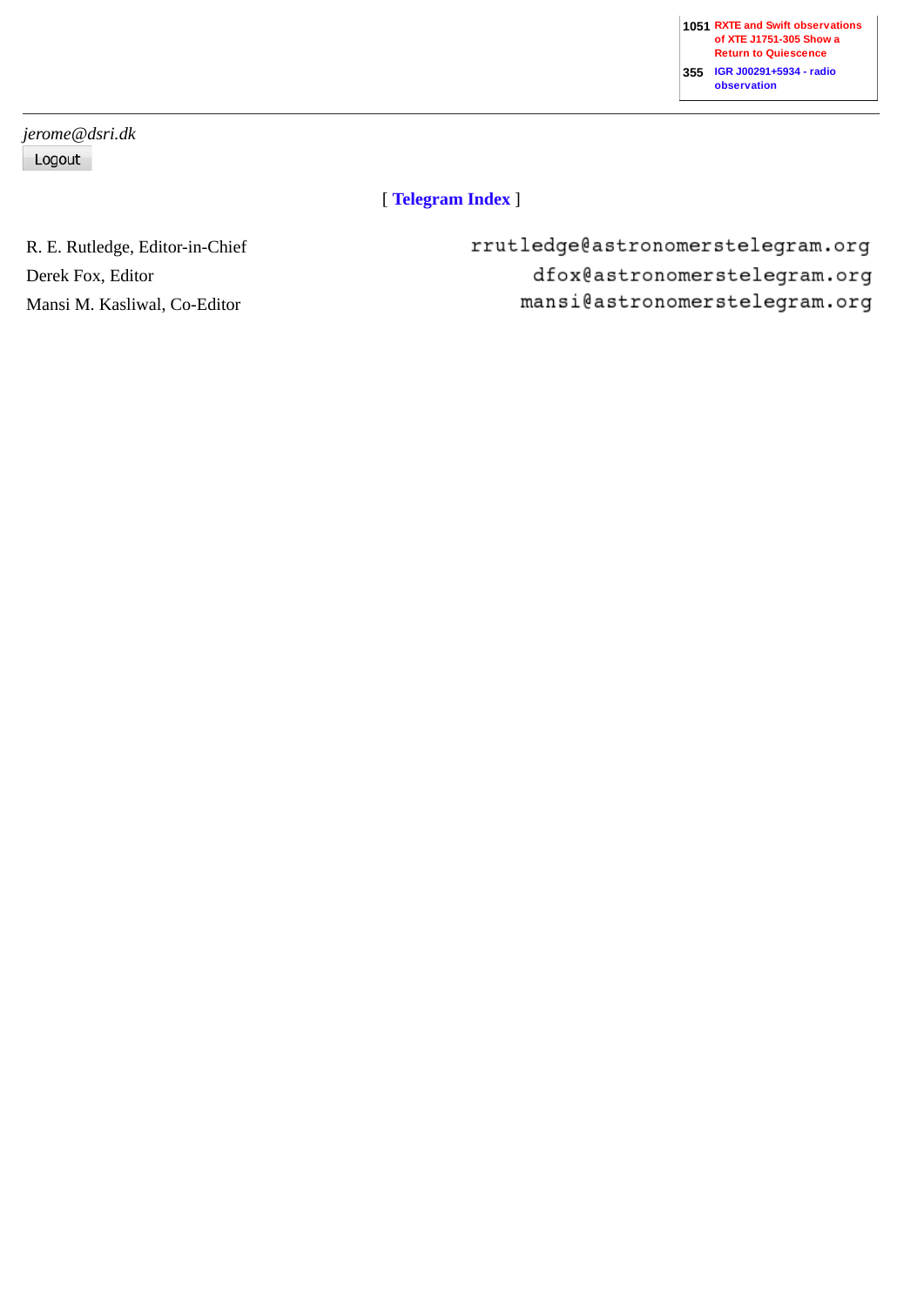| | |
|---|---|
| 1051 | RXTE and Swift observations of XTE J1751-305 Show a Return to Quiescence |
| 355 | IGR J00291+5934 - radio observation |

*jerome@dsri.dk*

Logout

[ **Telegram Index** ]

R. E. Rutledge, Editor-in-Chief rrutledge@astronomerstelegram.org

Derek Fox, Editor dfox@astronomerstelegram.org

Mansi M. Kasliwal, Co-Editor mansi@astronomerstelegram.org